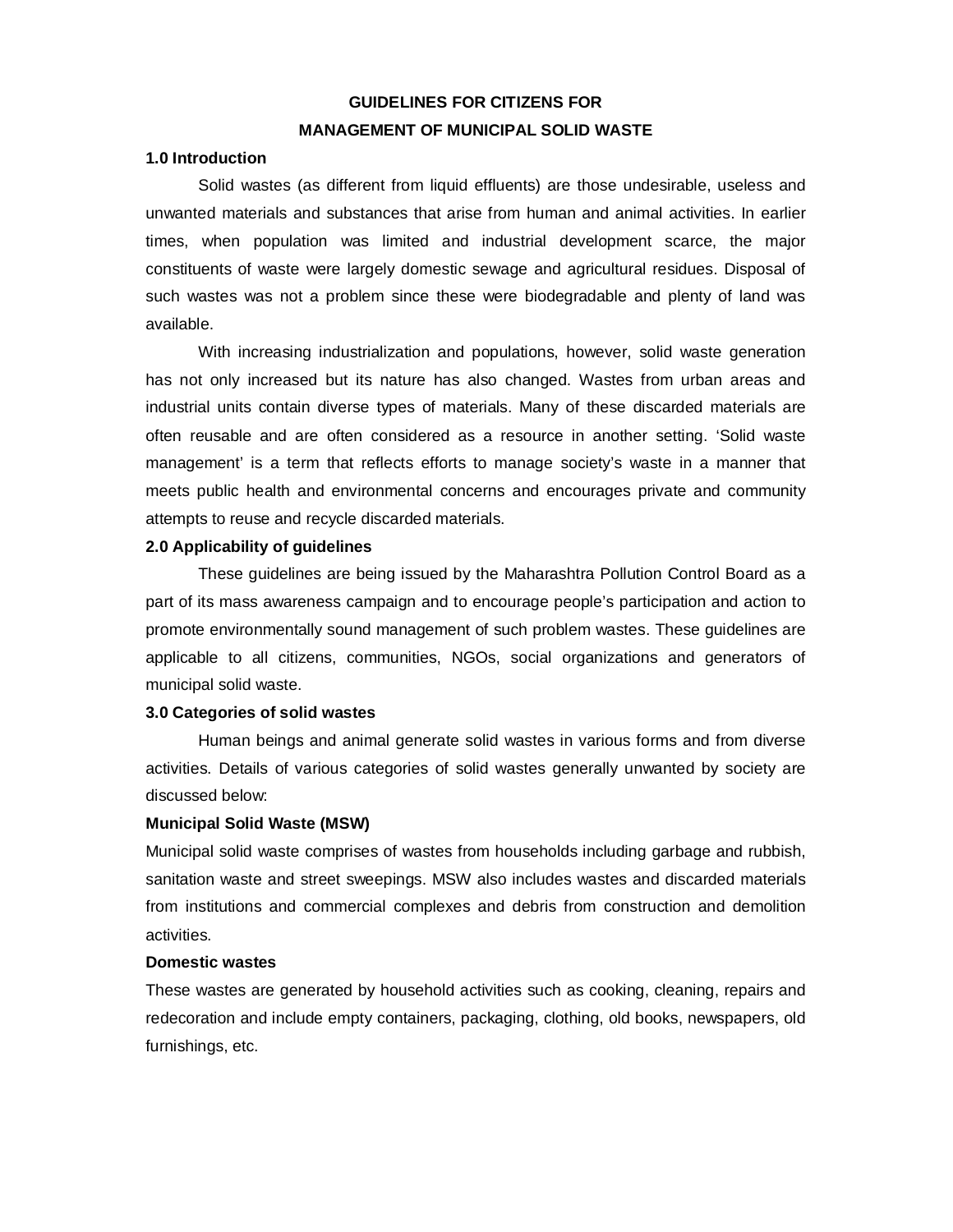# GUIDELINES FOR CITIZENS FOR MANAGEMENT OF MUNICIPAL SOLID WASTE

## 1.0 Introduction

Solid wastes (as different from liquid effluents) are those undesirable, useless and unwanted materials and substances that arise from human and animal activities. In earlier times, when population was limited and industrial development scarce, the major constituents of waste were largely domestic sewage and agricultural residues. Disposal of such wastes was not a problem since these were biodegradable and plenty of land was available.

With increasing industrialization and populations, however, solid waste generation has not only increased but its nature has also changed. Wastes from urban areas and industrial units contain diverse types of materials. Many of these discarded materials are often reusable and are often considered as a resource in another setting. 'Solid waste management' is a term that reflects efforts to manage society's waste in a manner that meets public health and environmental concerns and encourages private and community attempts to reuse and recycle discarded materials.

## 2.0 Applicability of guidelines

These guidelines are being issued by the Maharashtra Pollution Control Board as a part of its mass awareness campaign and to encourage people's participation and action to promote environmentally sound management of such problem wastes. These guidelines are applicable to all citizens, communities, NGOs, social organizations and generators of municipal solid waste.

## 3.0 Categories of solid wastes

Human beings and animal generate solid wastes in various forms and from diverse activities. Details of various categories of solid wastes generally unwanted by society are discussed below:

**Municipal Solid Waste (MSW)**

Municipal solid waste comprises of wastes from households including garbage and rubbish, sanitation waste and street sweepings. MSW also includes wastes and discarded materials from institutions and commercial complexes and debris from construction and demolition activities.

**Domestic wastes**

These wastes are generated by household activities such as cooking, cleaning, repairs and redecoration and include empty containers, packaging, clothing, old books, newspapers, old furnishings, etc.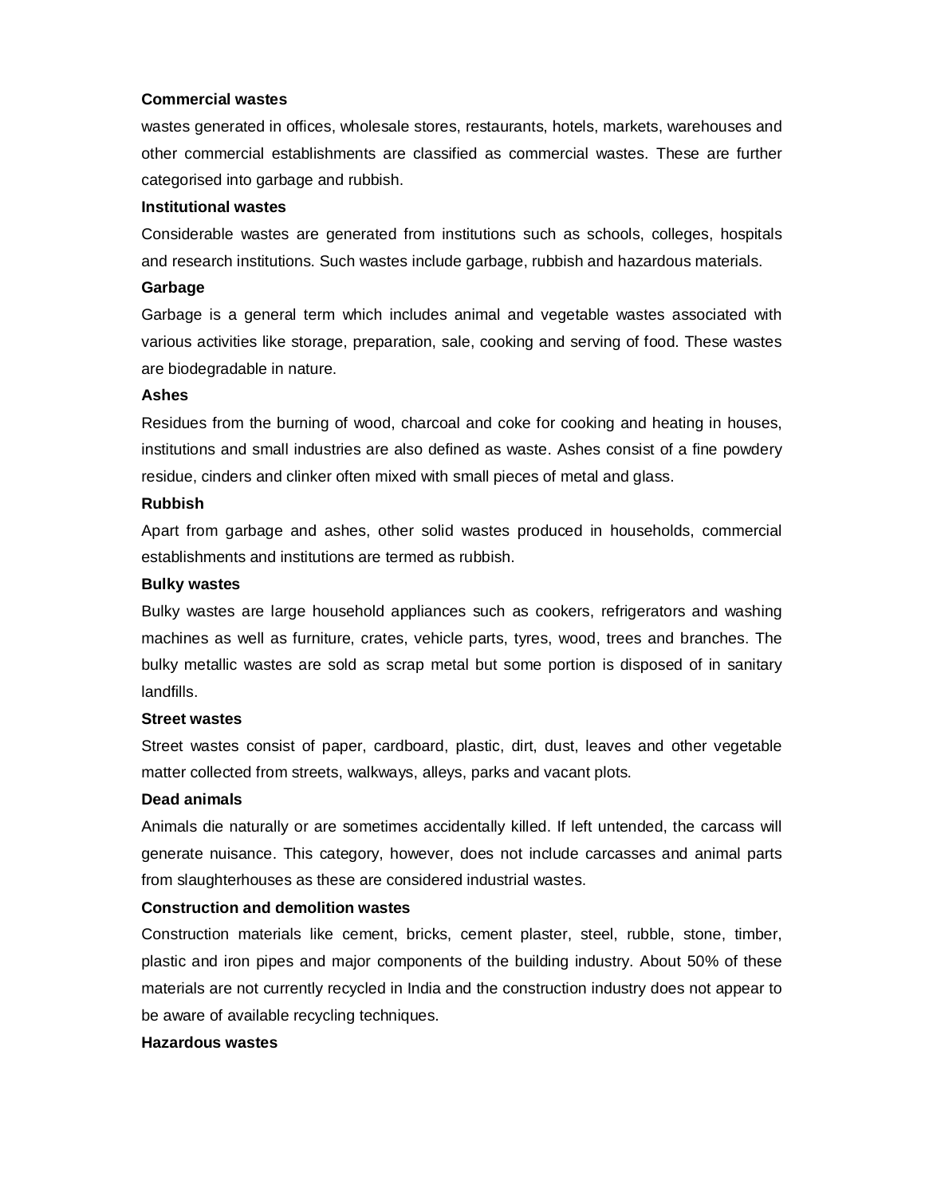**Commercial wastes**

wastes generated in offices, wholesale stores, restaurants, hotels, markets, warehouses and other commercial establishments are classified as commercial wastes. These are further categorised into garbage and rubbish.

**Institutional wastes**

Considerable wastes are generated from institutions such as schools, colleges, hospitals and research institutions. Such wastes include garbage, rubbish and hazardous materials.

**Garbage**

Garbage is a general term which includes animal and vegetable wastes associated with various activities like storage, preparation, sale, cooking and serving of food. These wastes are biodegradable in nature.

**Ashes**

Residues from the burning of wood, charcoal and coke for cooking and heating in houses, institutions and small industries are also defined as waste. Ashes consist of a fine powdery residue, cinders and clinker often mixed with small pieces of metal and glass.

**Rubbish**

Apart from garbage and ashes, other solid wastes produced in households, commercial establishments and institutions are termed as rubbish.

**Bulky wastes**

Bulky wastes are large household appliances such as cookers, refrigerators and washing machines as well as furniture, crates, vehicle parts, tyres, wood, trees and branches. The bulky metallic wastes are sold as scrap metal but some portion is disposed of in sanitary landfills.

**Street wastes**

Street wastes consist of paper, cardboard, plastic, dirt, dust, leaves and other vegetable matter collected from streets, walkways, alleys, parks and vacant plots.

**Dead animals**

Animals die naturally or are sometimes accidentally killed. If left untended, the carcass will generate nuisance. This category, however, does not include carcasses and animal parts from slaughterhouses as these are considered industrial wastes.

**Construction and demolition wastes**

Construction materials like cement, bricks, cement plaster, steel, rubble, stone, timber, plastic and iron pipes and major components of the building industry. About 50% of these materials are not currently recycled in India and the construction industry does not appear to be aware of available recycling techniques.

**Hazardous wastes**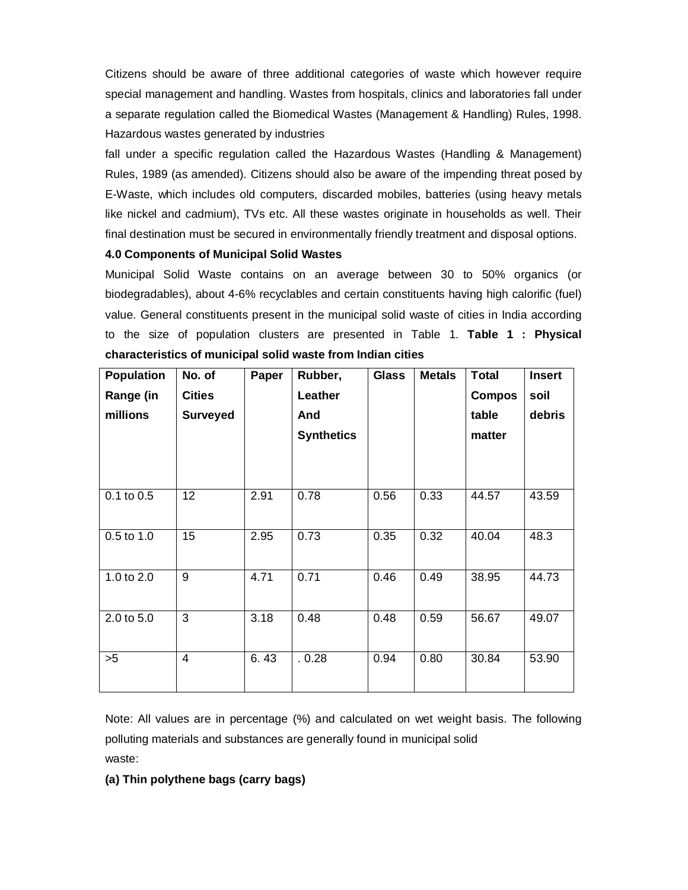Citizens should be aware of three additional categories of waste which however require special management and handling. Wastes from hospitals, clinics and laboratories fall under a separate regulation called the Biomedical Wastes (Management & Handling) Rules, 1998. Hazardous wastes generated by industries

fall under a specific regulation called the Hazardous Wastes (Handling & Management) Rules, 1989 (as amended). Citizens should also be aware of the impending threat posed by E-Waste, which includes old computers, discarded mobiles, batteries (using heavy metals like nickel and cadmium), TVs etc. All these wastes originate in households as well. Their final destination must be secured in environmentally friendly treatment and disposal options.

**4.0 Components of Municipal Solid Wastes**

Municipal Solid Waste contains on an average between 30 to 50% organics (or biodegradables), about 4-6% recyclables and certain constituents having high calorific (fuel) value. General constituents present in the municipal solid waste of cities in India according to the size of population clusters are presented in Table 1. **Table 1 : Physical characteristics of municipal solid waste from Indian cities**

| Population Range (in millions | No. of Cities Surveyed | Paper | Rubber, Leather And Synthetics | Glass | Metals | Total Compos table matter | Insert soil debris |
|---|---|---|---|---|---|---|---|
| 0.1 to 0.5 | 12 | 2.91 | 0.78 | 0.56 | 0.33 | 44.57 | 43.59 |
| 0.5 to 1.0 | 15 | 2.95 | 0.73 | 0.35 | 0.32 | 40.04 | 48.3 |
| 1.0 to 2.0 | 9 | 4.71 | 0.71 | 0.46 | 0.49 | 38.95 | 44.73 |
| 2.0 to 5.0 | 3 | 3.18 | 0.48 | 0.48 | 0.59 | 56.67 | 49.07 |
| >5 | 4 | 6. 43 | . 0.28 | 0.94 | 0.80 | 30.84 | 53.90 |

Note: All values are in percentage (%) and calculated on wet weight basis. The following polluting materials and substances are generally found in municipal solid waste:

**(a) Thin polythene bags (carry bags)**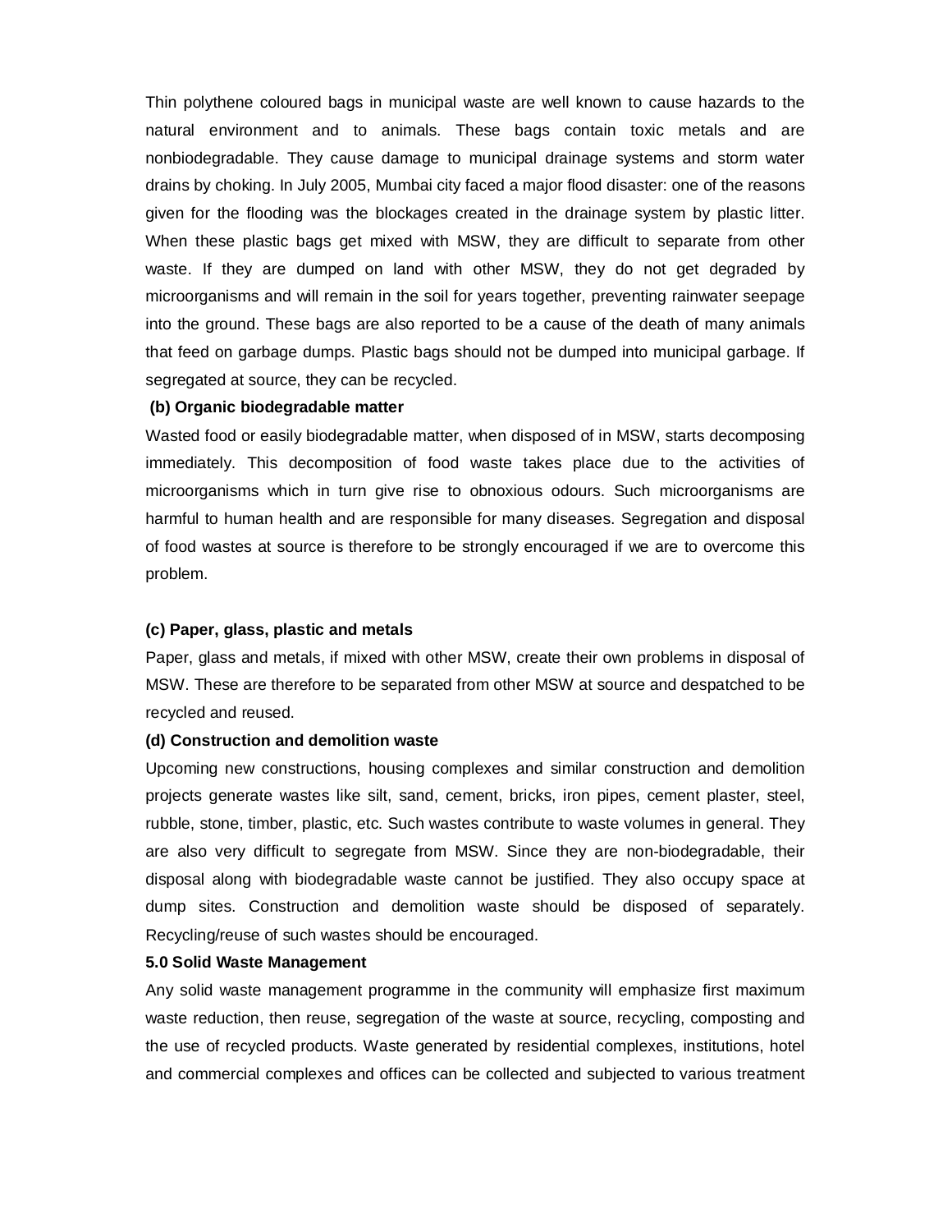Thin polythene coloured bags in municipal waste are well known to cause hazards to the natural environment and to animals. These bags contain toxic metals and are nonbiodegradable. They cause damage to municipal drainage systems and storm water drains by choking. In July 2005, Mumbai city faced a major flood disaster: one of the reasons given for the flooding was the blockages created in the drainage system by plastic litter. When these plastic bags get mixed with MSW, they are difficult to separate from other waste. If they are dumped on land with other MSW, they do not get degraded by microorganisms and will remain in the soil for years together, preventing rainwater seepage into the ground. These bags are also reported to be a cause of the death of many animals that feed on garbage dumps. Plastic bags should not be dumped into municipal garbage. If segregated at source, they can be recycled.

**(b) Organic biodegradable matter**

Wasted food or easily biodegradable matter, when disposed of in MSW, starts decomposing immediately. This decomposition of food waste takes place due to the activities of microorganisms which in turn give rise to obnoxious odours. Such microorganisms are harmful to human health and are responsible for many diseases. Segregation and disposal of food wastes at source is therefore to be strongly encouraged if we are to overcome this problem.

**(c) Paper, glass, plastic and metals**

Paper, glass and metals, if mixed with other MSW, create their own problems in disposal of MSW. These are therefore to be separated from other MSW at source and despatched to be recycled and reused.

**(d) Construction and demolition waste**

Upcoming new constructions, housing complexes and similar construction and demolition projects generate wastes like silt, sand, cement, bricks, iron pipes, cement plaster, steel, rubble, stone, timber, plastic, etc. Such wastes contribute to waste volumes in general. They are also very difficult to segregate from MSW. Since they are non-biodegradable, their disposal along with biodegradable waste cannot be justified. They also occupy space at dump sites. Construction and demolition waste should be disposed of separately. Recycling/reuse of such wastes should be encouraged.

**5.0 Solid Waste Management**

Any solid waste management programme in the community will emphasize first maximum waste reduction, then reuse, segregation of the waste at source, recycling, composting and the use of recycled products. Waste generated by residential complexes, institutions, hotel and commercial complexes and offices can be collected and subjected to various treatment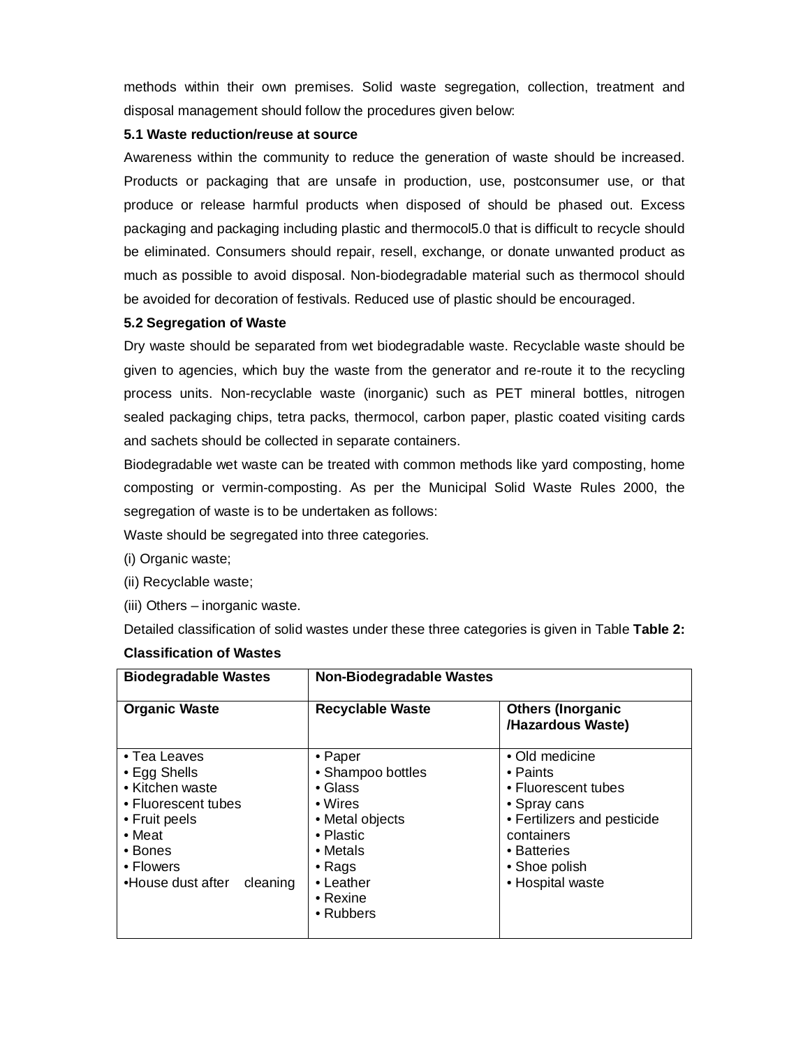methods within their own premises. Solid waste segregation, collection, treatment and disposal management should follow the procedures given below:

**5.1 Waste reduction/reuse at source**

Awareness within the community to reduce the generation of waste should be increased. Products or packaging that are unsafe in production, use, postconsumer use, or that produce or release harmful products when disposed of should be phased out. Excess packaging and packaging including plastic and thermocol5.0 that is difficult to recycle should be eliminated. Consumers should repair, resell, exchange, or donate unwanted product as much as possible to avoid disposal. Non-biodegradable material such as thermocol should be avoided for decoration of festivals. Reduced use of plastic should be encouraged.

**5.2 Segregation of Waste**

Dry waste should be separated from wet biodegradable waste. Recyclable waste should be given to agencies, which buy the waste from the generator and re-route it to the recycling process units. Non-recyclable waste (inorganic) such as PET mineral bottles, nitrogen sealed packaging chips, tetra packs, thermocol, carbon paper, plastic coated visiting cards and sachets should be collected in separate containers.

Biodegradable wet waste can be treated with common methods like yard composting, home composting or vermin-composting. As per the Municipal Solid Waste Rules 2000, the segregation of waste is to be undertaken as follows:

Waste should be segregated into three categories.

(i) Organic waste;

(ii) Recyclable waste;

(iii) Others – inorganic waste.

Detailed classification of solid wastes under these three categories is given in Table **Table 2: Classification of Wastes**

| **Biodegradable Wastes** | **Non-Biodegradable Wastes** | |
|---|---|---|
| **Organic Waste** | **Recyclable Waste** | **Others (Inorganic /Hazardous Waste)** |
| • Tea Leaves<br>• Egg Shells<br>• Kitchen waste<br>• Fluorescent tubes<br>• Fruit peels<br>• Meat<br>• Bones<br>• Flowers<br>•House dust after cleaning | • Paper<br>• Shampoo bottles<br>• Glass<br>• Wires<br>• Metal objects<br>• Plastic<br>• Metals<br>• Rags<br>• Leather<br>• Rexine<br>• Rubbers | • Old medicine<br>• Paints<br>• Fluorescent tubes<br>• Spray cans<br>• Fertilizers and pesticide containers<br>• Batteries<br>• Shoe polish<br>• Hospital waste |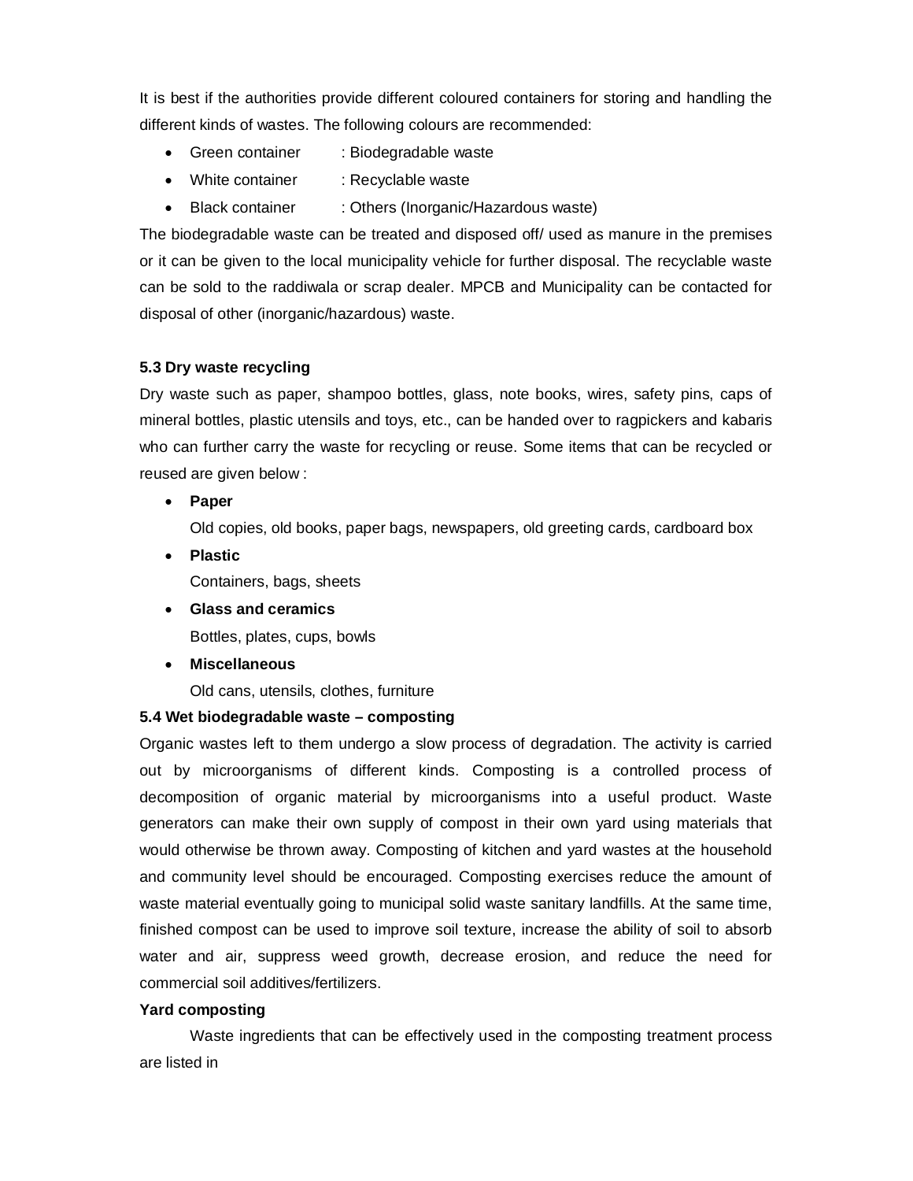It is best if the authorities provide different coloured containers for storing and handling the different kinds of wastes. The following colours are recommended:

- Green container : Biodegradable waste
- White container : Recyclable waste
- Black container : Others (Inorganic/Hazardous waste)

The biodegradable waste can be treated and disposed off/ used as manure in the premises or it can be given to the local municipality vehicle for further disposal. The recyclable waste can be sold to the raddiwala or scrap dealer. MPCB and Municipality can be contacted for disposal of other (inorganic/hazardous) waste.

### 5.3 Dry waste recycling

Dry waste such as paper, shampoo bottles, glass, note books, wires, safety pins, caps of mineral bottles, plastic utensils and toys, etc., can be handed over to ragpickers and kabaris who can further carry the waste for recycling or reuse. Some items that can be recycled or reused are given below :

- **Paper**
  
  Old copies, old books, paper bags, newspapers, old greeting cards, cardboard box
- **Plastic**
  
  Containers, bags, sheets
- **Glass and ceramics**
  
  Bottles, plates, cups, bowls
- **Miscellaneous**
  
  Old cans, utensils, clothes, furniture

### 5.4 Wet biodegradable waste – composting

Organic wastes left to them undergo a slow process of degradation. The activity is carried out by microorganisms of different kinds. Composting is a controlled process of decomposition of organic material by microorganisms into a useful product. Waste generators can make their own supply of compost in their own yard using materials that would otherwise be thrown away. Composting of kitchen and yard wastes at the household and community level should be encouraged. Composting exercises reduce the amount of waste material eventually going to municipal solid waste sanitary landfills. At the same time, finished compost can be used to improve soil texture, increase the ability of soil to absorb water and air, suppress weed growth, decrease erosion, and reduce the need for commercial soil additives/fertilizers.

**Yard composting**

Waste ingredients that can be effectively used in the composting treatment process are listed in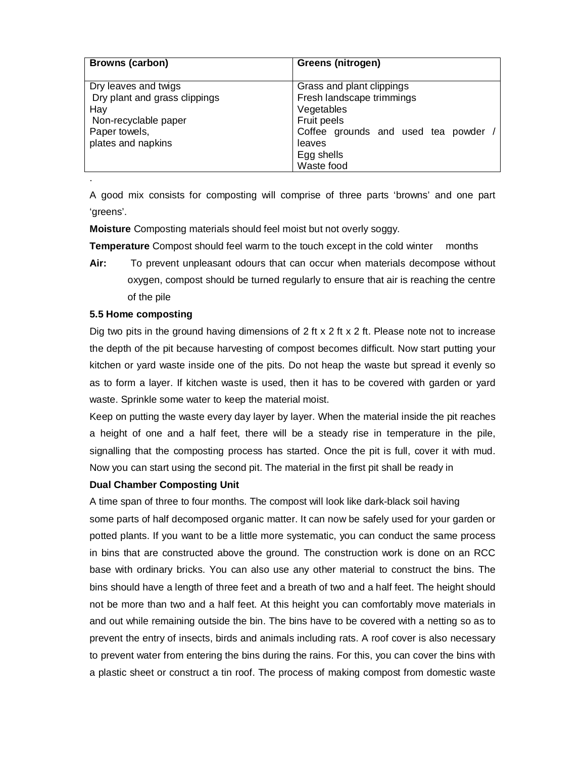| Browns (carbon) | Greens (nitrogen) |
|---|---|
| Dry leaves and twigs<br>Dry plant and grass clippings<br>Hay<br>Non-recyclable paper<br>Paper towels,<br>plates and napkins | Grass and plant clippings<br>Fresh landscape trimmings<br>Vegetables<br>Fruit peels<br>Coffee grounds and used tea powder / leaves<br>Egg shells<br>Waste food |

.

A good mix consists for composting will comprise of three parts 'browns' and one part 'greens'.

**Moisture** Composting materials should feel moist but not overly soggy.

**Temperature** Compost should feel warm to the touch except in the cold winter months

**Air:** To prevent unpleasant odours that can occur when materials decompose without oxygen, compost should be turned regularly to ensure that air is reaching the centre of the pile

**5.5 Home composting**

Dig two pits in the ground having dimensions of 2 ft x 2 ft x 2 ft. Please note not to increase the depth of the pit because harvesting of compost becomes difficult. Now start putting your kitchen or yard waste inside one of the pits. Do not heap the waste but spread it evenly so as to form a layer. If kitchen waste is used, then it has to be covered with garden or yard waste. Sprinkle some water to keep the material moist.

Keep on putting the waste every day layer by layer. When the material inside the pit reaches a height of one and a half feet, there will be a steady rise in temperature in the pile, signalling that the composting process has started. Once the pit is full, cover it with mud. Now you can start using the second pit. The material in the first pit shall be ready in

**Dual Chamber Composting Unit**

A time span of three to four months. The compost will look like dark-black soil having some parts of half decomposed organic matter. It can now be safely used for your garden or potted plants. If you want to be a little more systematic, you can conduct the same process in bins that are constructed above the ground. The construction work is done on an RCC base with ordinary bricks. You can also use any other material to construct the bins. The bins should have a length of three feet and a breath of two and a half feet. The height should not be more than two and a half feet. At this height you can comfortably move materials in and out while remaining outside the bin. The bins have to be covered with a netting so as to prevent the entry of insects, birds and animals including rats. A roof cover is also necessary to prevent water from entering the bins during the rains. For this, you can cover the bins with a plastic sheet or construct a tin roof. The process of making compost from domestic waste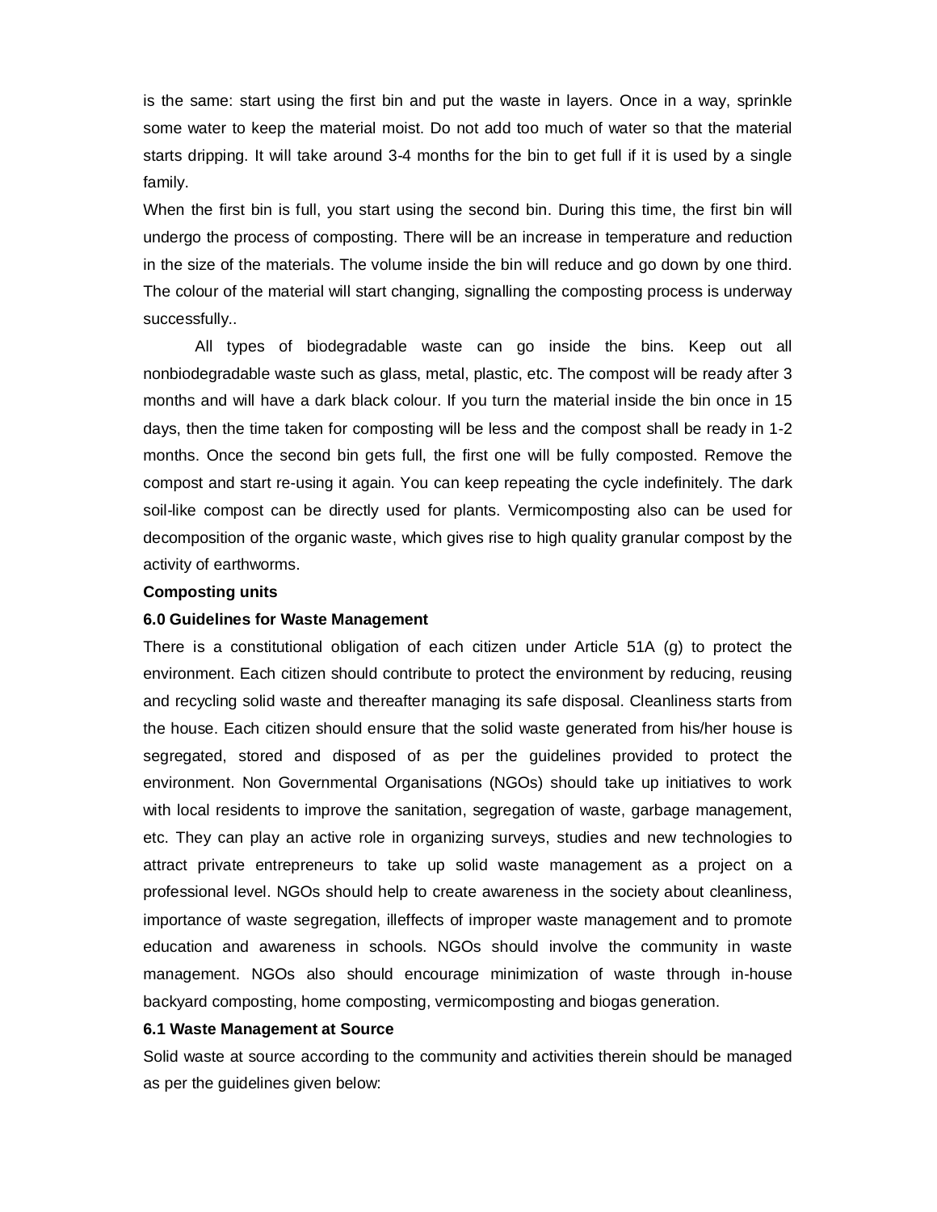is the same: start using the first bin and put the waste in layers. Once in a way, sprinkle some water to keep the material moist. Do not add too much of water so that the material starts dripping. It will take around 3-4 months for the bin to get full if it is used by a single family.

When the first bin is full, you start using the second bin. During this time, the first bin will undergo the process of composting. There will be an increase in temperature and reduction in the size of the materials. The volume inside the bin will reduce and go down by one third. The colour of the material will start changing, signalling the composting process is underway successfully..

All types of biodegradable waste can go inside the bins. Keep out all nonbiodegradable waste such as glass, metal, plastic, etc. The compost will be ready after 3 months and will have a dark black colour. If you turn the material inside the bin once in 15 days, then the time taken for composting will be less and the compost shall be ready in 1-2 months. Once the second bin gets full, the first one will be fully composted. Remove the compost and start re-using it again. You can keep repeating the cycle indefinitely. The dark soil-like compost can be directly used for plants. Vermicomposting also can be used for decomposition of the organic waste, which gives rise to high quality granular compost by the activity of earthworms.

**Composting units**

### 6.0 Guidelines for Waste Management

There is a constitutional obligation of each citizen under Article 51A (g) to protect the environment. Each citizen should contribute to protect the environment by reducing, reusing and recycling solid waste and thereafter managing its safe disposal. Cleanliness starts from the house. Each citizen should ensure that the solid waste generated from his/her house is segregated, stored and disposed of as per the guidelines provided to protect the environment. Non Governmental Organisations (NGOs) should take up initiatives to work with local residents to improve the sanitation, segregation of waste, garbage management, etc. They can play an active role in organizing surveys, studies and new technologies to attract private entrepreneurs to take up solid waste management as a project on a professional level. NGOs should help to create awareness in the society about cleanliness, importance of waste segregation, illeffects of improper waste management and to promote education and awareness in schools. NGOs should involve the community in waste management. NGOs also should encourage minimization of waste through in-house backyard composting, home composting, vermicomposting and biogas generation.

### 6.1 Waste Management at Source

Solid waste at source according to the community and activities therein should be managed as per the guidelines given below: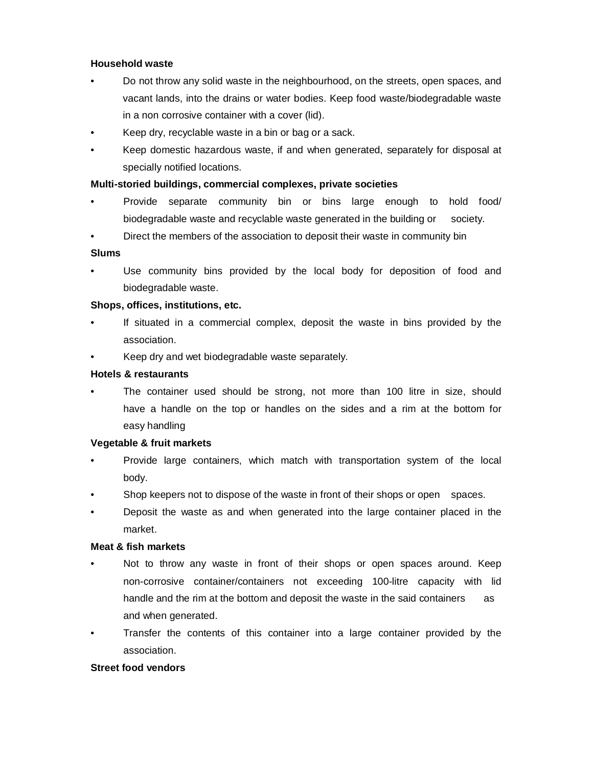**Household waste**

- Do not throw any solid waste in the neighbourhood, on the streets, open spaces, and vacant lands, into the drains or water bodies. Keep food waste/biodegradable waste in a non corrosive container with a cover (lid).
- Keep dry, recyclable waste in a bin or bag or a sack.
- Keep domestic hazardous waste, if and when generated, separately for disposal at specially notified locations.

**Multi-storied buildings, commercial complexes, private societies**

- Provide separate community bin or bins large enough to hold food/ biodegradable waste and recyclable waste generated in the building or society.
- Direct the members of the association to deposit their waste in community bin

**Slums**

- Use community bins provided by the local body for deposition of food and biodegradable waste.

**Shops, offices, institutions, etc.**

- If situated in a commercial complex, deposit the waste in bins provided by the association.
- Keep dry and wet biodegradable waste separately.

**Hotels & restaurants**

- The container used should be strong, not more than 100 litre in size, should have a handle on the top or handles on the sides and a rim at the bottom for easy handling

**Vegetable & fruit markets**

- Provide large containers, which match with transportation system of the local body.
- Shop keepers not to dispose of the waste in front of their shops or open spaces.
- Deposit the waste as and when generated into the large container placed in the market.

**Meat & fish markets**

- Not to throw any waste in front of their shops or open spaces around. Keep non-corrosive container/containers not exceeding 100-litre capacity with lid handle and the rim at the bottom and deposit the waste in the said containers as and when generated.
- Transfer the contents of this container into a large container provided by the association.

**Street food vendors**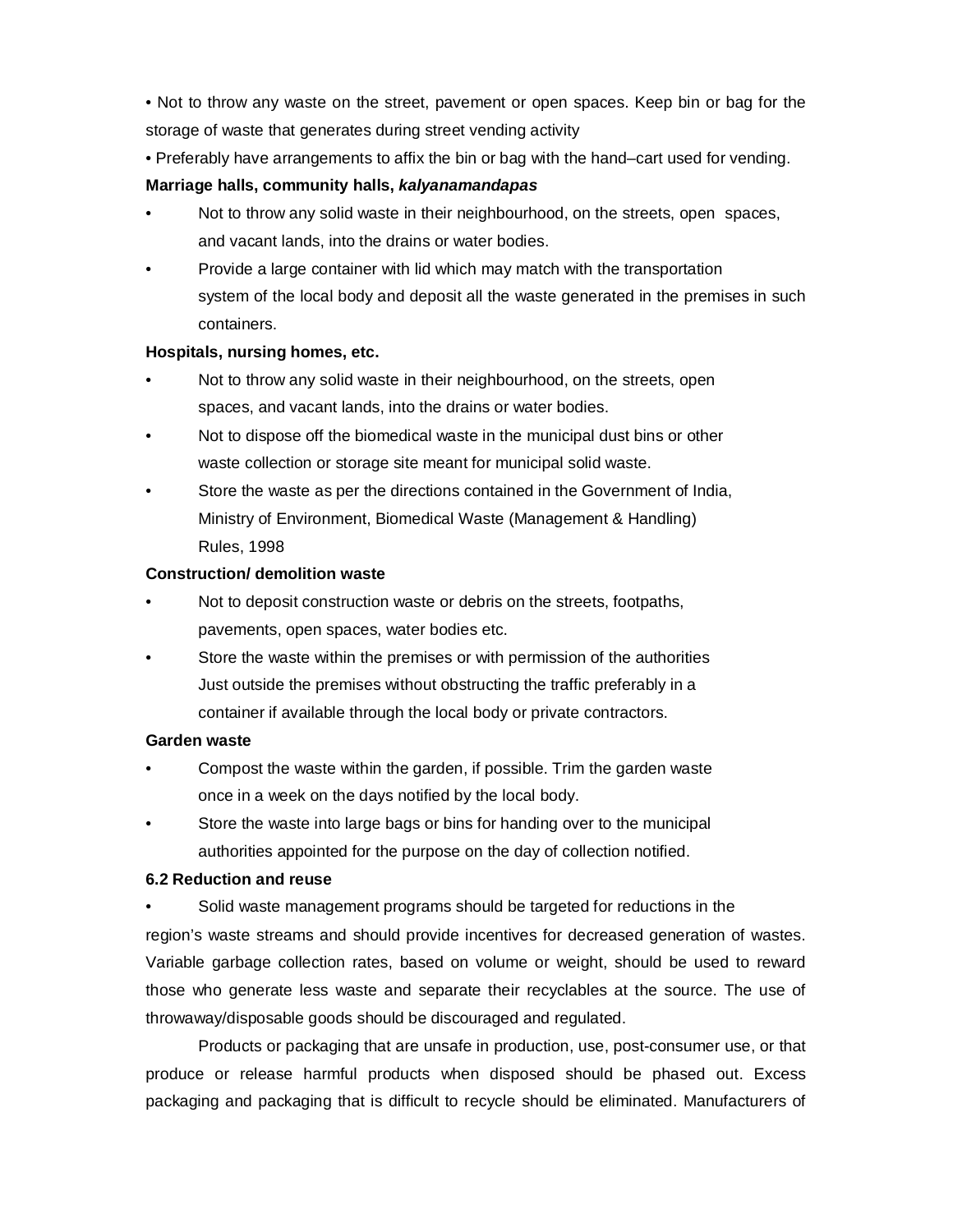- Not to throw any waste on the street, pavement or open spaces. Keep bin or bag for the storage of waste that generates during street vending activity
- Preferably have arrangements to affix the bin or bag with the hand–cart used for vending.

**Marriage halls, community halls, *kalyanamandapas***

- Not to throw any solid waste in their neighbourhood, on the streets, open spaces, and vacant lands, into the drains or water bodies.
- Provide a large container with lid which may match with the transportation system of the local body and deposit all the waste generated in the premises in such containers.

**Hospitals, nursing homes, etc.**

- Not to throw any solid waste in their neighbourhood, on the streets, open spaces, and vacant lands, into the drains or water bodies.
- Not to dispose off the biomedical waste in the municipal dust bins or other waste collection or storage site meant for municipal solid waste.
- Store the waste as per the directions contained in the Government of India, Ministry of Environment, Biomedical Waste (Management & Handling) Rules, 1998

**Construction/ demolition waste**

- Not to deposit construction waste or debris on the streets, footpaths, pavements, open spaces, water bodies etc.
- Store the waste within the premises or with permission of the authorities Just outside the premises without obstructing the traffic preferably in a container if available through the local body or private contractors.

**Garden waste**

- Compost the waste within the garden, if possible. Trim the garden waste once in a week on the days notified by the local body.
- Store the waste into large bags or bins for handing over to the municipal authorities appointed for the purpose on the day of collection notified.

**6.2 Reduction and reuse**

- Solid waste management programs should be targeted for reductions in the region's waste streams and should provide incentives for decreased generation of wastes. Variable garbage collection rates, based on volume or weight, should be used to reward those who generate less waste and separate their recyclables at the source. The use of throwaway/disposable goods should be discouraged and regulated.

Products or packaging that are unsafe in production, use, post-consumer use, or that produce or release harmful products when disposed should be phased out. Excess packaging and packaging that is difficult to recycle should be eliminated. Manufacturers of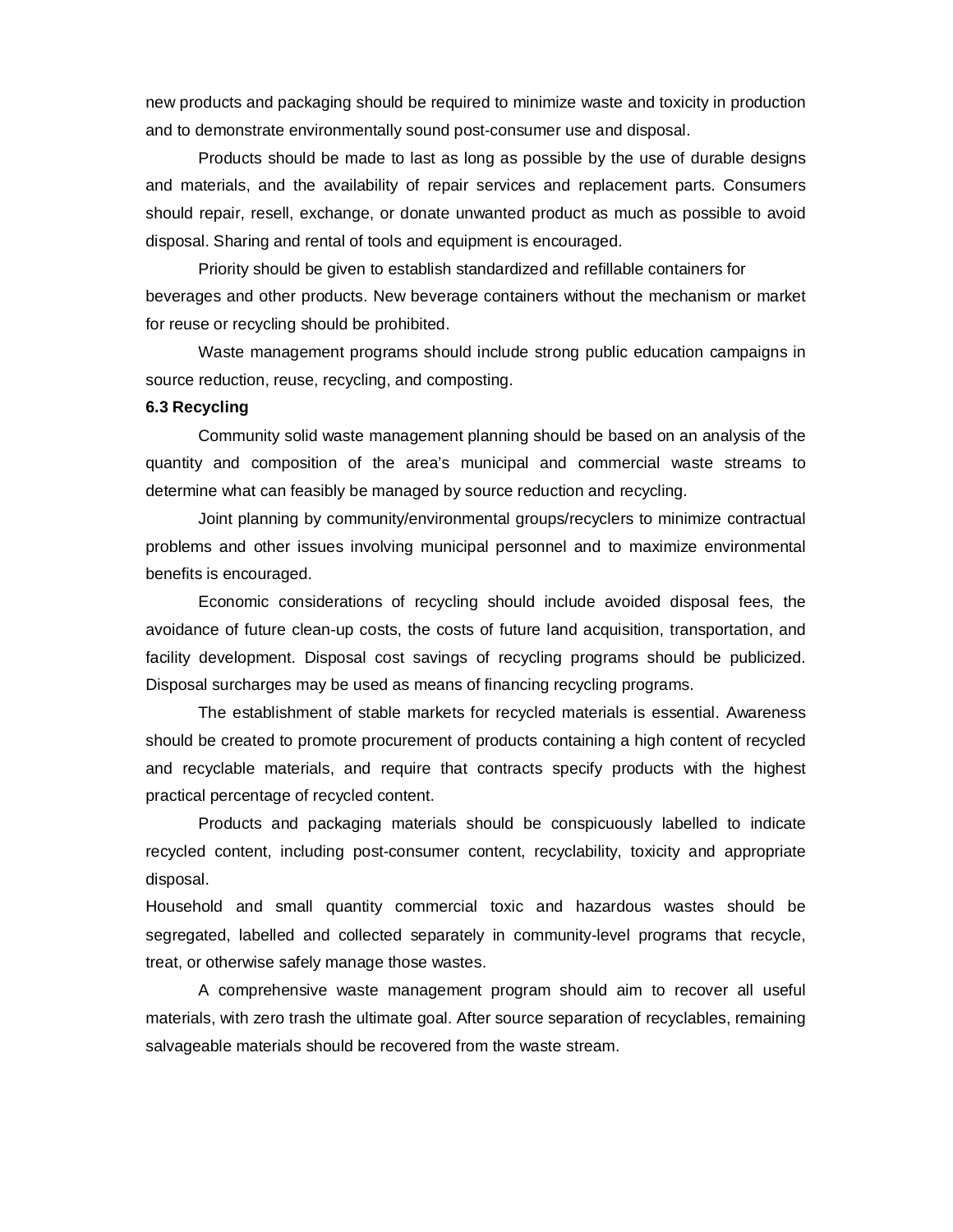new products and packaging should be required to minimize waste and toxicity in production and to demonstrate environmentally sound post-consumer use and disposal.

Products should be made to last as long as possible by the use of durable designs and materials, and the availability of repair services and replacement parts. Consumers should repair, resell, exchange, or donate unwanted product as much as possible to avoid disposal. Sharing and rental of tools and equipment is encouraged.

Priority should be given to establish standardized and refillable containers for beverages and other products. New beverage containers without the mechanism or market for reuse or recycling should be prohibited.

Waste management programs should include strong public education campaigns in source reduction, reuse, recycling, and composting.

**6.3 Recycling**

Community solid waste management planning should be based on an analysis of the quantity and composition of the area's municipal and commercial waste streams to determine what can feasibly be managed by source reduction and recycling.

Joint planning by community/environmental groups/recyclers to minimize contractual problems and other issues involving municipal personnel and to maximize environmental benefits is encouraged.

Economic considerations of recycling should include avoided disposal fees, the avoidance of future clean-up costs, the costs of future land acquisition, transportation, and facility development. Disposal cost savings of recycling programs should be publicized. Disposal surcharges may be used as means of financing recycling programs.

The establishment of stable markets for recycled materials is essential. Awareness should be created to promote procurement of products containing a high content of recycled and recyclable materials, and require that contracts specify products with the highest practical percentage of recycled content.

Products and packaging materials should be conspicuously labelled to indicate recycled content, including post-consumer content, recyclability, toxicity and appropriate disposal.

Household and small quantity commercial toxic and hazardous wastes should be segregated, labelled and collected separately in community-level programs that recycle, treat, or otherwise safely manage those wastes.

A comprehensive waste management program should aim to recover all useful materials, with zero trash the ultimate goal. After source separation of recyclables, remaining salvageable materials should be recovered from the waste stream.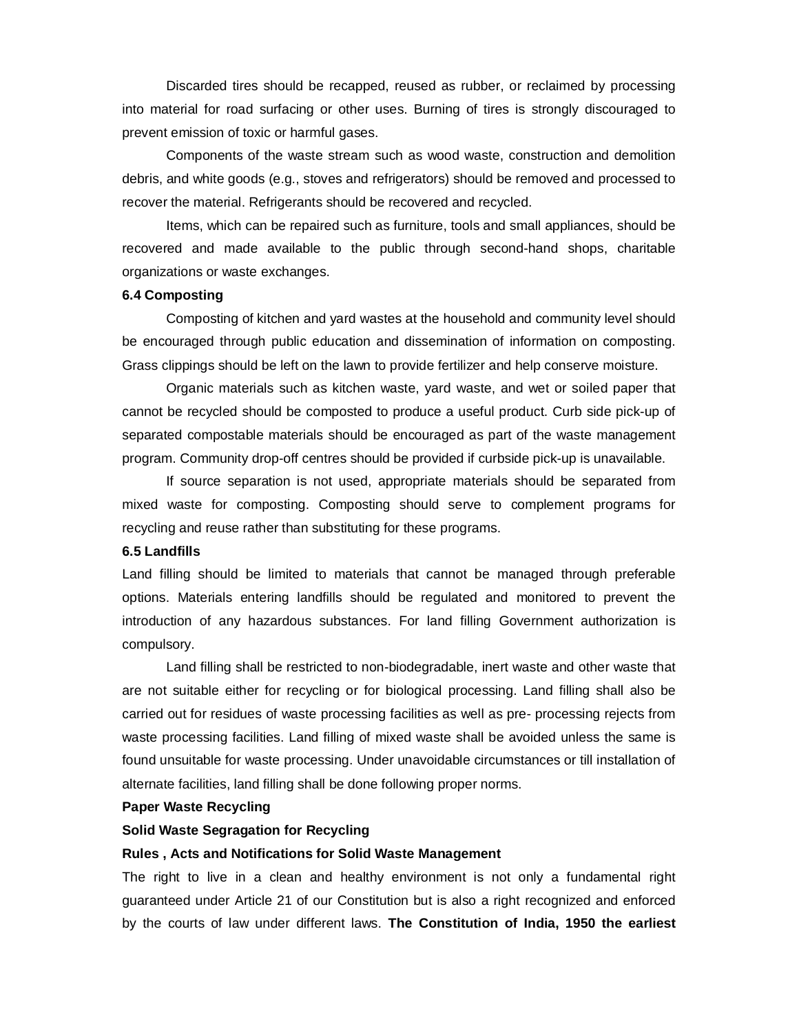Discarded tires should be recapped, reused as rubber, or reclaimed by processing into material for road surfacing or other uses. Burning of tires is strongly discouraged to prevent emission of toxic or harmful gases.

Components of the waste stream such as wood waste, construction and demolition debris, and white goods (e.g., stoves and refrigerators) should be removed and processed to recover the material. Refrigerants should be recovered and recycled.

Items, which can be repaired such as furniture, tools and small appliances, should be recovered and made available to the public through second-hand shops, charitable organizations or waste exchanges.

**6.4 Composting**

Composting of kitchen and yard wastes at the household and community level should be encouraged through public education and dissemination of information on composting. Grass clippings should be left on the lawn to provide fertilizer and help conserve moisture.

Organic materials such as kitchen waste, yard waste, and wet or soiled paper that cannot be recycled should be composted to produce a useful product. Curb side pick-up of separated compostable materials should be encouraged as part of the waste management program. Community drop-off centres should be provided if curbside pick-up is unavailable.

If source separation is not used, appropriate materials should be separated from mixed waste for composting. Composting should serve to complement programs for recycling and reuse rather than substituting for these programs.

**6.5 Landfills**

Land filling should be limited to materials that cannot be managed through preferable options. Materials entering landfills should be regulated and monitored to prevent the introduction of any hazardous substances. For land filling Government authorization is compulsory.

Land filling shall be restricted to non-biodegradable, inert waste and other waste that are not suitable either for recycling or for biological processing. Land filling shall also be carried out for residues of waste processing facilities as well as pre- processing rejects from waste processing facilities. Land filling of mixed waste shall be avoided unless the same is found unsuitable for waste processing. Under unavoidable circumstances or till installation of alternate facilities, land filling shall be done following proper norms.

**Paper Waste Recycling**

**Solid Waste Segragation for Recycling**

**Rules , Acts and Notifications for Solid Waste Management**

The right to live in a clean and healthy environment is not only a fundamental right guaranteed under Article 21 of our Constitution but is also a right recognized and enforced by the courts of law under different laws. **The Constitution of India, 1950 the earliest**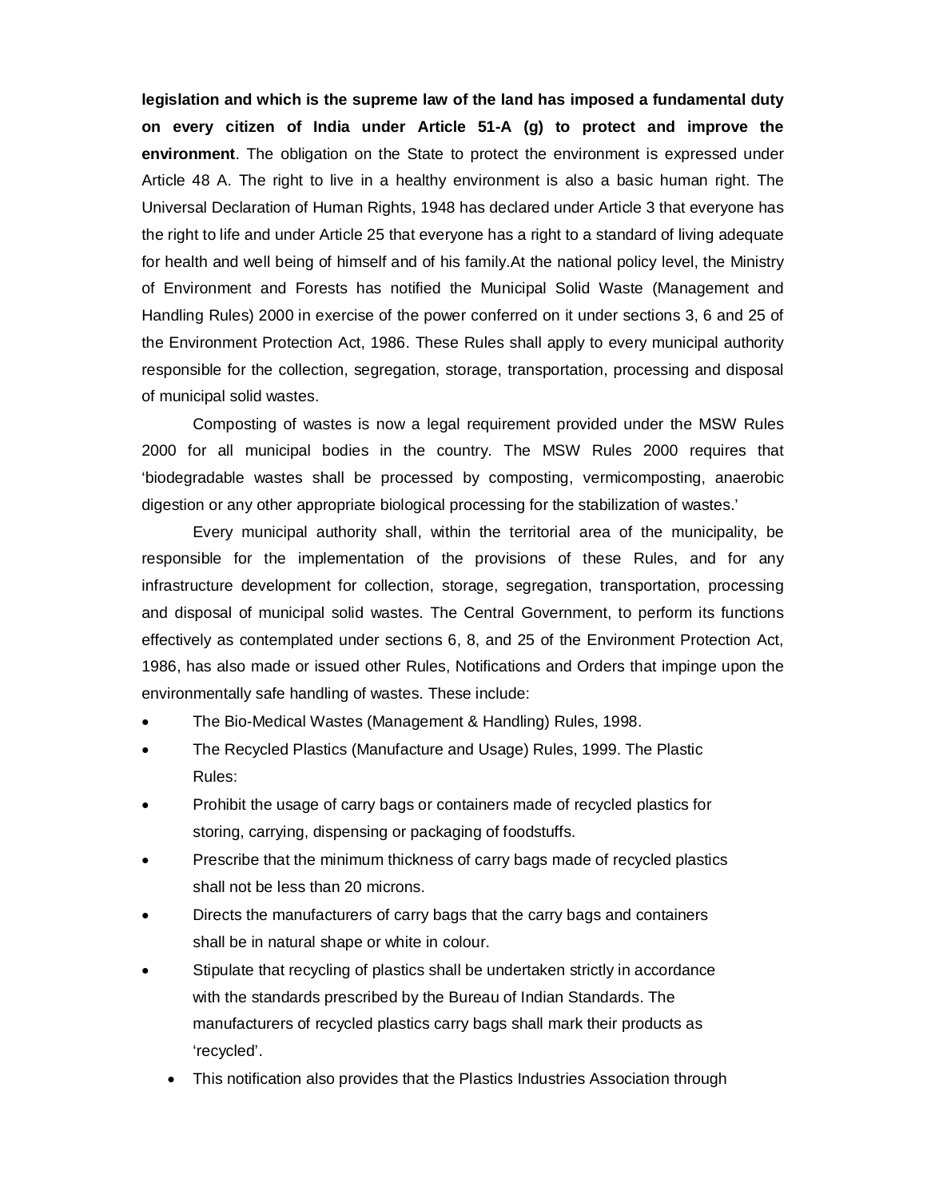**legislation and which is the supreme law of the land has imposed a fundamental duty on every citizen of India under Article 51-A (g) to protect and improve the environment**. The obligation on the State to protect the environment is expressed under Article 48 A. The right to live in a healthy environment is also a basic human right. The Universal Declaration of Human Rights, 1948 has declared under Article 3 that everyone has the right to life and under Article 25 that everyone has a right to a standard of living adequate for health and well being of himself and of his family.At the national policy level, the Ministry of Environment and Forests has notified the Municipal Solid Waste (Management and Handling Rules) 2000 in exercise of the power conferred on it under sections 3, 6 and 25 of the Environment Protection Act, 1986. These Rules shall apply to every municipal authority responsible for the collection, segregation, storage, transportation, processing and disposal of municipal solid wastes.

Composting of wastes is now a legal requirement provided under the MSW Rules 2000 for all municipal bodies in the country. The MSW Rules 2000 requires that 'biodegradable wastes shall be processed by composting, vermicomposting, anaerobic digestion or any other appropriate biological processing for the stabilization of wastes.'

Every municipal authority shall, within the territorial area of the municipality, be responsible for the implementation of the provisions of these Rules, and for any infrastructure development for collection, storage, segregation, transportation, processing and disposal of municipal solid wastes. The Central Government, to perform its functions effectively as contemplated under sections 6, 8, and 25 of the Environment Protection Act, 1986, has also made or issued other Rules, Notifications and Orders that impinge upon the environmentally safe handling of wastes. These include:

- The Bio-Medical Wastes (Management & Handling) Rules, 1998.
- The Recycled Plastics (Manufacture and Usage) Rules, 1999. The Plastic Rules:
- Prohibit the usage of carry bags or containers made of recycled plastics for storing, carrying, dispensing or packaging of foodstuffs.
- Prescribe that the minimum thickness of carry bags made of recycled plastics shall not be less than 20 microns.
- Directs the manufacturers of carry bags that the carry bags and containers shall be in natural shape or white in colour.
- Stipulate that recycling of plastics shall be undertaken strictly in accordance with the standards prescribed by the Bureau of Indian Standards. The manufacturers of recycled plastics carry bags shall mark their products as 'recycled'.
  - This notification also provides that the Plastics Industries Association through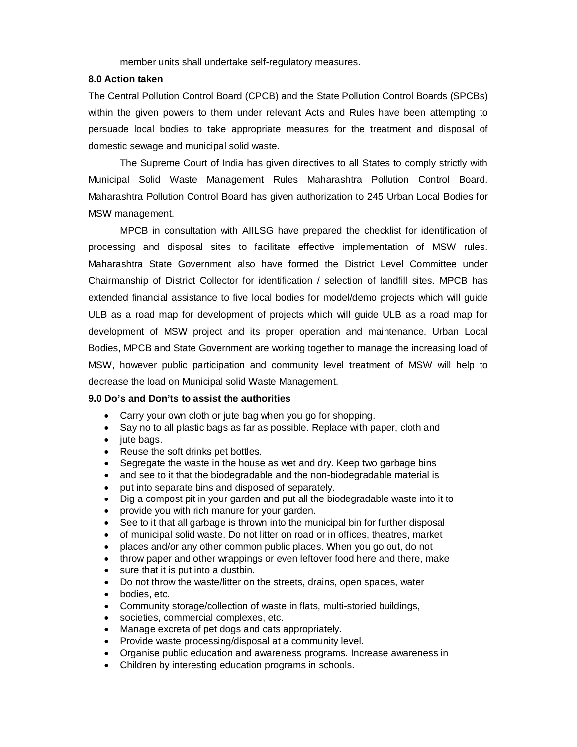member units shall undertake self-regulatory measures.

**8.0 Action taken**

The Central Pollution Control Board (CPCB) and the State Pollution Control Boards (SPCBs) within the given powers to them under relevant Acts and Rules have been attempting to persuade local bodies to take appropriate measures for the treatment and disposal of domestic sewage and municipal solid waste.

The Supreme Court of India has given directives to all States to comply strictly with Municipal Solid Waste Management Rules Maharashtra Pollution Control Board. Maharashtra Pollution Control Board has given authorization to 245 Urban Local Bodies for MSW management.

MPCB in consultation with AIILSG have prepared the checklist for identification of processing and disposal sites to facilitate effective implementation of MSW rules. Maharashtra State Government also have formed the District Level Committee under Chairmanship of District Collector for identification / selection of landfill sites. MPCB has extended financial assistance to five local bodies for model/demo projects which will guide ULB as a road map for development of projects which will guide ULB as a road map for development of MSW project and its proper operation and maintenance. Urban Local Bodies, MPCB and State Government are working together to manage the increasing load of MSW, however public participation and community level treatment of MSW will help to decrease the load on Municipal solid Waste Management.

**9.0 Do's and Don'ts to assist the authorities**

- Carry your own cloth or jute bag when you go for shopping.
- Say no to all plastic bags as far as possible. Replace with paper, cloth and
- jute bags.
- Reuse the soft drinks pet bottles.
- Segregate the waste in the house as wet and dry. Keep two garbage bins
- and see to it that the biodegradable and the non-biodegradable material is
- put into separate bins and disposed of separately.
- Dig a compost pit in your garden and put all the biodegradable waste into it to
- provide you with rich manure for your garden.
- See to it that all garbage is thrown into the municipal bin for further disposal
- of municipal solid waste. Do not litter on road or in offices, theatres, market
- places and/or any other common public places. When you go out, do not
- throw paper and other wrappings or even leftover food here and there, make
- sure that it is put into a dustbin.
- Do not throw the waste/litter on the streets, drains, open spaces, water
- bodies, etc.
- Community storage/collection of waste in flats, multi-storied buildings,
- societies, commercial complexes, etc.
- Manage excreta of pet dogs and cats appropriately.
- Provide waste processing/disposal at a community level.
- Organise public education and awareness programs. Increase awareness in
- Children by interesting education programs in schools.